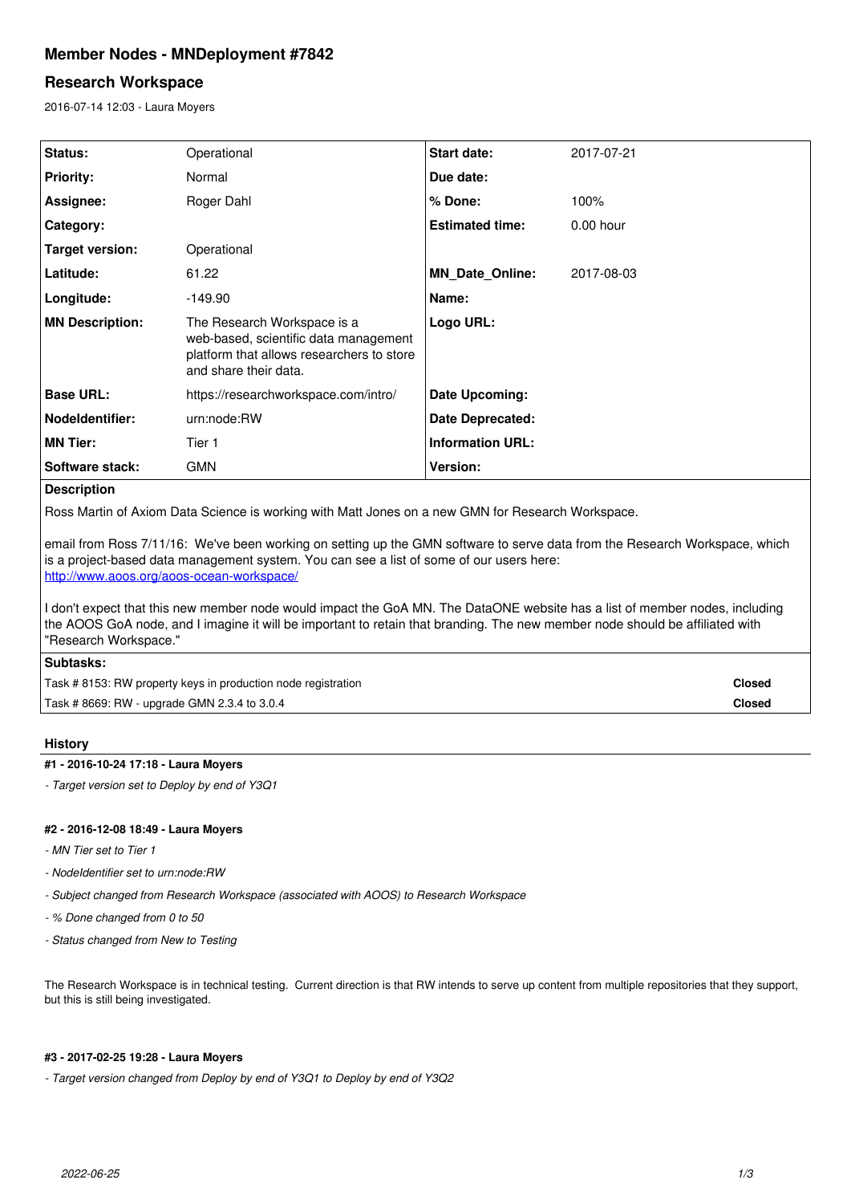# Member Nodes - MNDeployment #7842

## Research Workspace

2016-07-14 12:03 - Laura Moyers

| | | | |
|---|---|---|---|
| **Status:** | Operational | **Start date:** | 2017-07-21 |
| **Priority:** | Normal | **Due date:** | |
| **Assignee:** | Roger Dahl | **% Done:** | 100% |
| **Category:** | | **Estimated time:** | 0.00 hour |
| **Target version:** | Operational | | |
| **Latitude:** | 61.22 | **MN_Date_Online:** | 2017-08-03 |
| **Longitude:** | -149.90 | **Name:** | |
| **MN Description:** | The Research Workspace is a web-based, scientific data management platform that allows researchers to store and share their data. | **Logo URL:** | |
| **Base URL:** | https://researchworkspace.com/intro/ | **Date Upcoming:** | |
| **NodeIdentifier:** | urn:node:RW | **Date Deprecated:** | |
| **MN Tier:** | Tier 1 | **Information URL:** | |
| **Software stack:** | GMN | **Version:** | |

**Description**

Ross Martin of Axiom Data Science is working with Matt Jones on a new GMN for Research Workspace.

email from Ross 7/11/16: We've been working on setting up the GMN software to serve data from the Research Workspace, which is a project-based data management system. You can see a list of some of our users here: http://www.aoos.org/aoos-ocean-workspace/

I don't expect that this new member node would impact the GoA MN. The DataONE website has a list of member nodes, including the AOOS GoA node, and I imagine it will be important to retain that branding. The new member node should be affiliated with "Research Workspace."

**Subtasks:**

| | |
|---|---|
| Task # 8153: RW property keys in production node registration | **Closed** |
| Task # 8669: RW - upgrade GMN 2.3.4 to 3.0.4 | **Closed** |

### History

#### #1 - 2016-10-24 17:18 - Laura Moyers

- *Target version set to Deploy by end of Y3Q1*

#### #2 - 2016-12-08 18:49 - Laura Moyers

- *MN Tier set to Tier 1*
- *NodeIdentifier set to urn:node:RW*
- *Subject changed from Research Workspace (associated with AOOS) to Research Workspace*
- *% Done changed from 0 to 50*
- *Status changed from New to Testing*

The Research Workspace is in technical testing. Current direction is that RW intends to serve up content from multiple repositories that they support, but this is still being investigated.

#### #3 - 2017-02-25 19:28 - Laura Moyers

- *Target version changed from Deploy by end of Y3Q1 to Deploy by end of Y3Q2*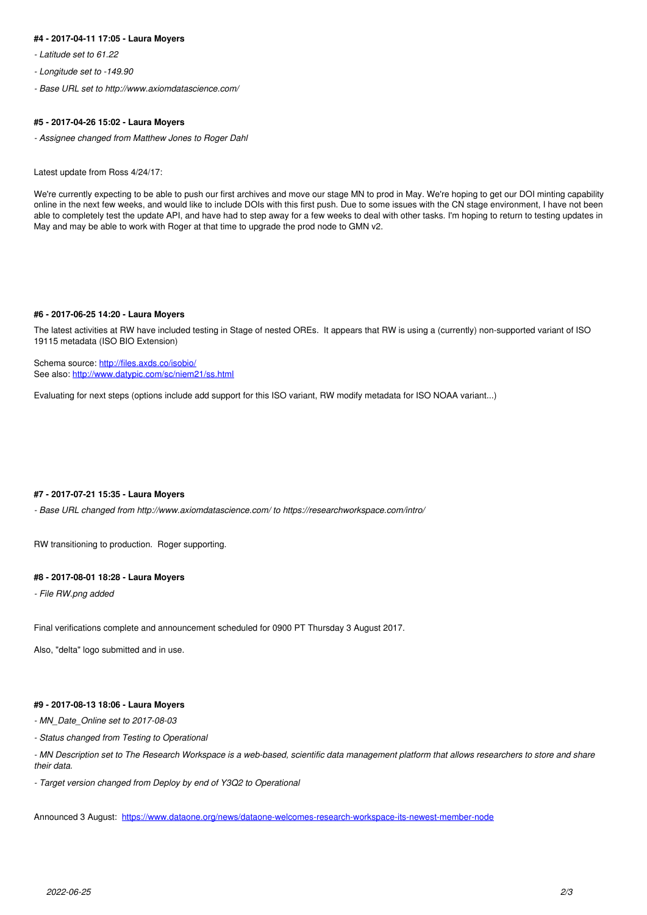#### #4 - 2017-04-11 17:05 - Laura Moyers

- *Latitude set to 61.22*
- *Longitude set to -149.90*
- *Base URL set to http://www.axiomdatascience.com/*

#### #5 - 2017-04-26 15:02 - Laura Moyers

- *Assignee changed from Matthew Jones to Roger Dahl*

Latest update from Ross 4/24/17:

We're currently expecting to be able to push our first archives and move our stage MN to prod in May. We're hoping to get our DOI minting capability online in the next few weeks, and would like to include DOIs with this first push. Due to some issues with the CN stage environment, I have not been able to completely test the update API, and have had to step away for a few weeks to deal with other tasks. I'm hoping to return to testing updates in May and may be able to work with Roger at that time to upgrade the prod node to GMN v2.

#### #6 - 2017-06-25 14:20 - Laura Moyers

The latest activities at RW have included testing in Stage of nested OREs. It appears that RW is using a (currently) non-supported variant of ISO 19115 metadata (ISO BIO Extension)

Schema source: [http://files.axds.co/isobio/](http://files.axds.co/isobio/)
See also: [http://www.datypic.com/sc/niem21/ss.html](http://www.datypic.com/sc/niem21/ss.html)

Evaluating for next steps (options include add support for this ISO variant, RW modify metadata for ISO NOAA variant...)

#### #7 - 2017-07-21 15:35 - Laura Moyers

- *Base URL changed from http://www.axiomdatascience.com/ to https://researchworkspace.com/intro/*

RW transitioning to production. Roger supporting.

#### #8 - 2017-08-01 18:28 - Laura Moyers

- *File RW.png added*

Final verifications complete and announcement scheduled for 0900 PT Thursday 3 August 2017.

Also, "delta" logo submitted and in use.

#### #9 - 2017-08-13 18:06 - Laura Moyers

- *MN_Date_Online set to 2017-08-03*
- *Status changed from Testing to Operational*
- *MN Description set to The Research Workspace is a web-based, scientific data management platform that allows researchers to store and share their data.*
- *Target version changed from Deploy by end of Y3Q2 to Operational*

Announced 3 August: [https://www.dataone.org/news/dataone-welcomes-research-workspace-its-newest-member-node](https://www.dataone.org/news/dataone-welcomes-research-workspace-its-newest-member-node)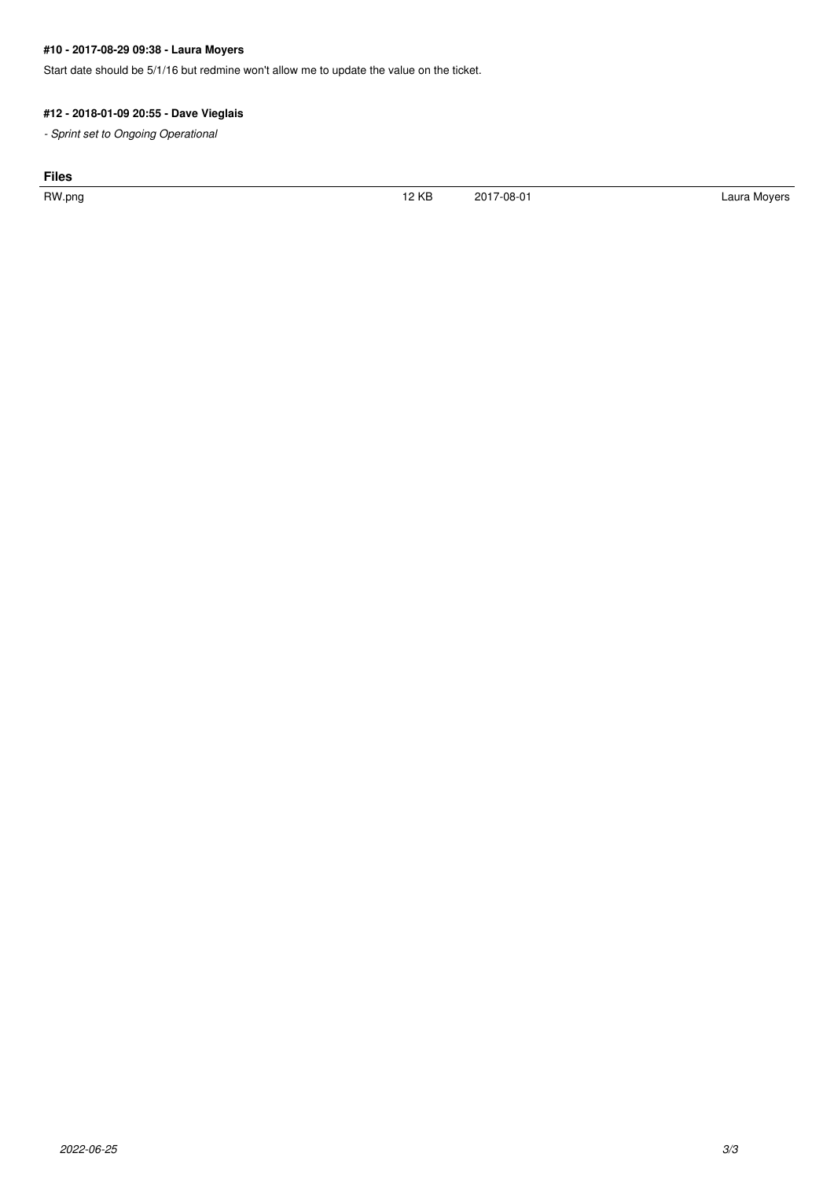#### #10 - 2017-08-29 09:38 - Laura Moyers

Start date should be 5/1/16 but redmine won't allow me to update the value on the ticket.

#### #12 - 2018-01-09 20:55 - Dave Vieglais

*- Sprint set to Ongoing Operational*

### Files

| | | | |
|---|---|---|---|
| RW.png | 12 KB | 2017-08-01 | Laura Moyers |